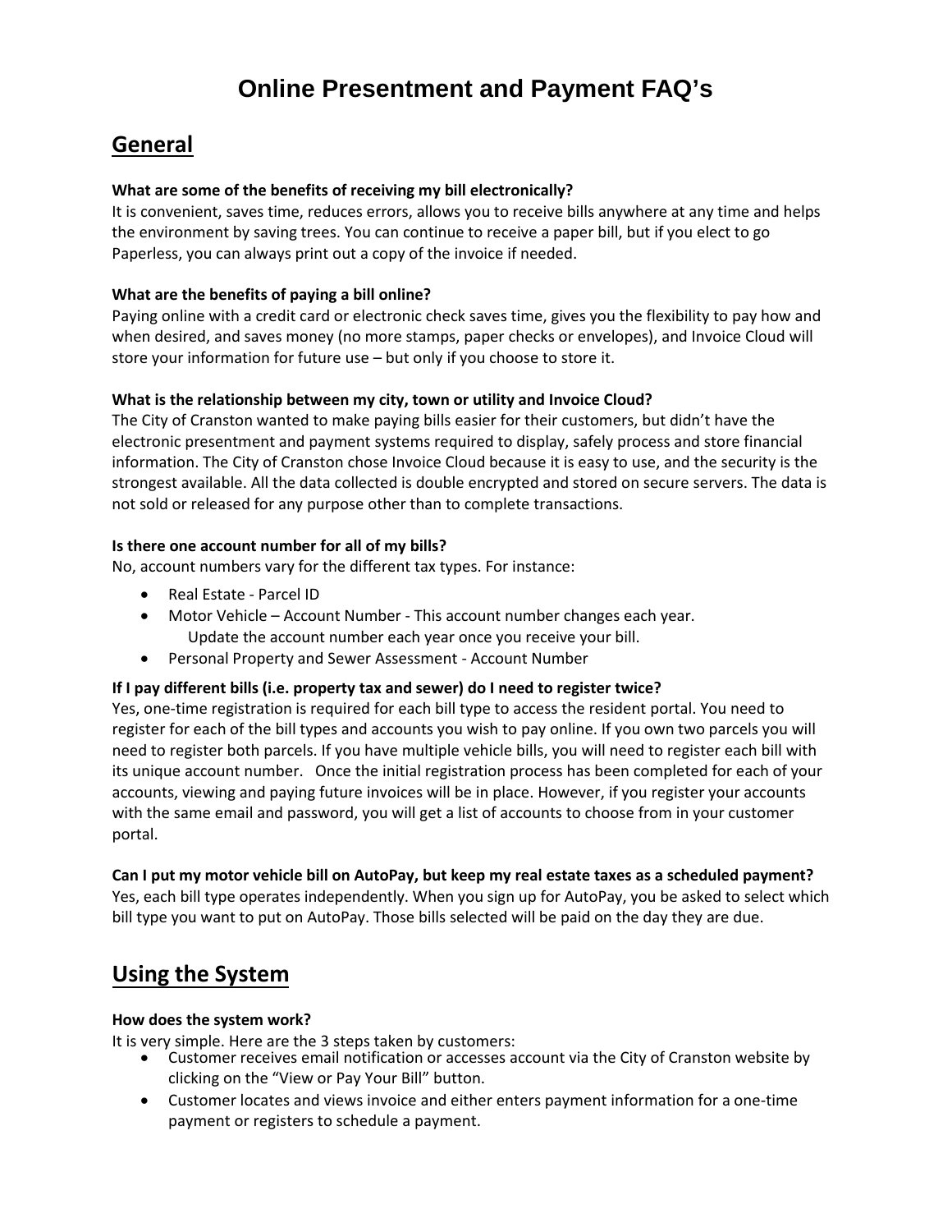# Online Presentment and Payment FAQ's

## General

**What are some of the benefits of receiving my bill electronically?**
It is convenient, saves time, reduces errors, allows you to receive bills anywhere at any time and helps the environment by saving trees. You can continue to receive a paper bill, but if you elect to go Paperless, you can always print out a copy of the invoice if needed.

**What are the benefits of paying a bill online?**
Paying online with a credit card or electronic check saves time, gives you the flexibility to pay how and when desired, and saves money (no more stamps, paper checks or envelopes), and Invoice Cloud will store your information for future use – but only if you choose to store it.

**What is the relationship between my city, town or utility and Invoice Cloud?**
The City of Cranston wanted to make paying bills easier for their customers, but didn't have the electronic presentment and payment systems required to display, safely process and store financial information. The City of Cranston chose Invoice Cloud because it is easy to use, and the security is the strongest available. All the data collected is double encrypted and stored on secure servers. The data is not sold or released for any purpose other than to complete transactions.

**Is there one account number for all of my bills?**
No, account numbers vary for the different tax types. For instance:

- Real Estate - Parcel ID
- Motor Vehicle – Account Number - This account number changes each year.
  Update the account number each year once you receive your bill.
- Personal Property and Sewer Assessment - Account Number

**If I pay different bills (i.e. property tax and sewer) do I need to register twice?**
Yes, one-time registration is required for each bill type to access the resident portal. You need to register for each of the bill types and accounts you wish to pay online. If you own two parcels you will need to register both parcels. If you have multiple vehicle bills, you will need to register each bill with its unique account number. Once the initial registration process has been completed for each of your accounts, viewing and paying future invoices will be in place. However, if you register your accounts with the same email and password, you will get a list of accounts to choose from in your customer portal.

**Can I put my motor vehicle bill on AutoPay, but keep my real estate taxes as a scheduled payment?**
Yes, each bill type operates independently. When you sign up for AutoPay, you be asked to select which bill type you want to put on AutoPay. Those bills selected will be paid on the day they are due.

## Using the System

**How does the system work?**
It is very simple. Here are the 3 steps taken by customers:

- Customer receives email notification or accesses account via the City of Cranston website by clicking on the "View or Pay Your Bill" button.
- Customer locates and views invoice and either enters payment information for a one-time payment or registers to schedule a payment.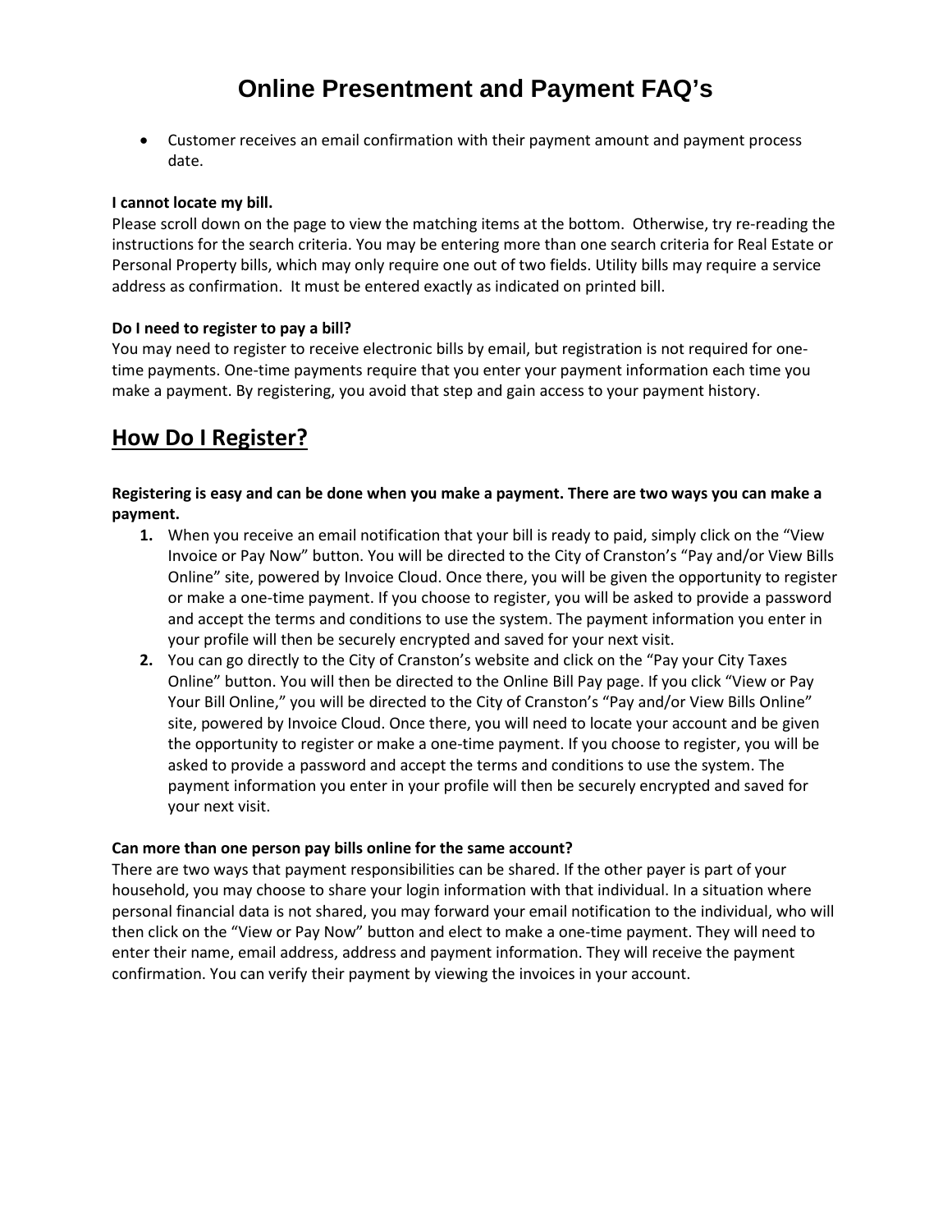# Online Presentment and Payment FAQ's

- Customer receives an email confirmation with their payment amount and payment process date.

**I cannot locate my bill.**

Please scroll down on the page to view the matching items at the bottom. Otherwise, try re-reading the instructions for the search criteria. You may be entering more than one search criteria for Real Estate or Personal Property bills, which may only require one out of two fields. Utility bills may require a service address as confirmation. It must be entered exactly as indicated on printed bill.

**Do I need to register to pay a bill?**

You may need to register to receive electronic bills by email, but registration is not required for one-time payments. One-time payments require that you enter your payment information each time you make a payment. By registering, you avoid that step and gain access to your payment history.

## How Do I Register?

**Registering is easy and can be done when you make a payment. There are two ways you can make a payment.**

1. When you receive an email notification that your bill is ready to paid, simply click on the "View Invoice or Pay Now" button. You will be directed to the City of Cranston's "Pay and/or View Bills Online" site, powered by Invoice Cloud. Once there, you will be given the opportunity to register or make a one-time payment. If you choose to register, you will be asked to provide a password and accept the terms and conditions to use the system. The payment information you enter in your profile will then be securely encrypted and saved for your next visit.
2. You can go directly to the City of Cranston's website and click on the "Pay your City Taxes Online" button. You will then be directed to the Online Bill Pay page. If you click "View or Pay Your Bill Online," you will be directed to the City of Cranston's "Pay and/or View Bills Online" site, powered by Invoice Cloud. Once there, you will need to locate your account and be given the opportunity to register or make a one-time payment. If you choose to register, you will be asked to provide a password and accept the terms and conditions to use the system. The payment information you enter in your profile will then be securely encrypted and saved for your next visit.

**Can more than one person pay bills online for the same account?**

There are two ways that payment responsibilities can be shared. If the other payer is part of your household, you may choose to share your login information with that individual. In a situation where personal financial data is not shared, you may forward your email notification to the individual, who will then click on the "View or Pay Now" button and elect to make a one-time payment. They will need to enter their name, email address, address and payment information. They will receive the payment confirmation. You can verify their payment by viewing the invoices in your account.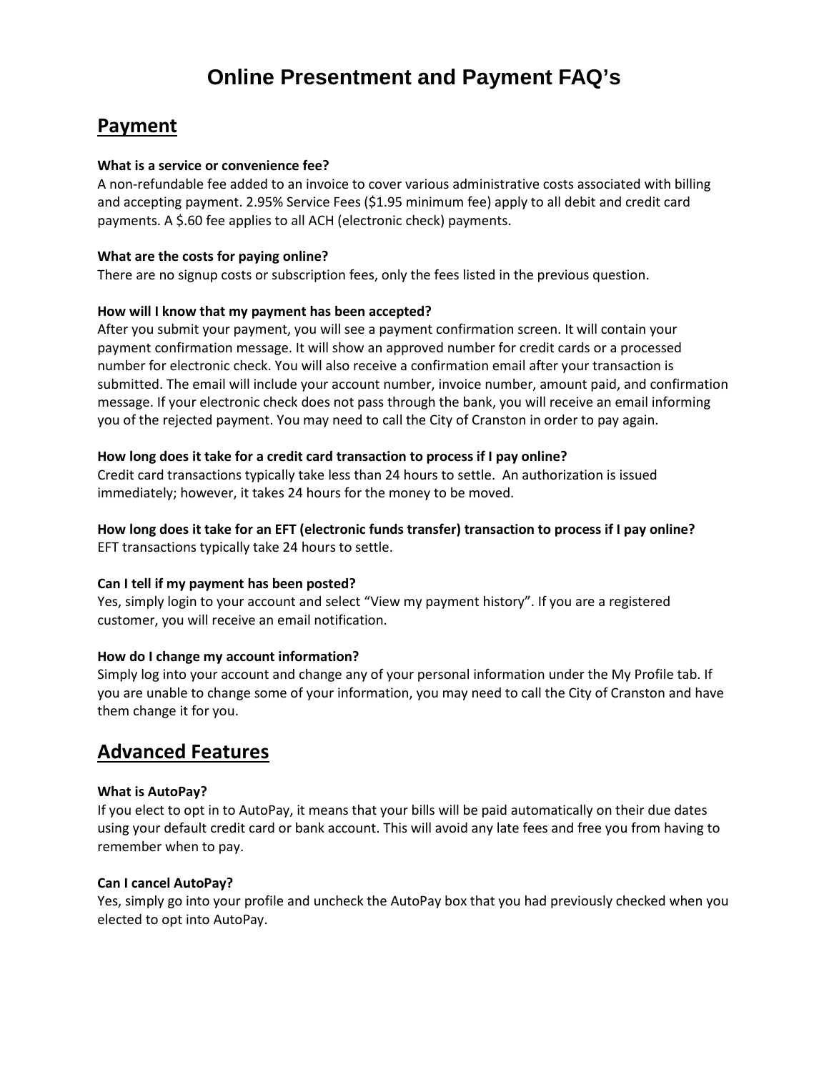# Online Presentment and Payment FAQ's

## Payment

**What is a service or convenience fee?**
A non-refundable fee added to an invoice to cover various administrative costs associated with billing and accepting payment. 2.95% Service Fees ($1.95 minimum fee) apply to all debit and credit card payments. A $.60 fee applies to all ACH (electronic check) payments.

**What are the costs for paying online?**
There are no signup costs or subscription fees, only the fees listed in the previous question.

**How will I know that my payment has been accepted?**
After you submit your payment, you will see a payment confirmation screen. It will contain your payment confirmation message. It will show an approved number for credit cards or a processed number for electronic check. You will also receive a confirmation email after your transaction is submitted. The email will include your account number, invoice number, amount paid, and confirmation message. If your electronic check does not pass through the bank, you will receive an email informing you of the rejected payment. You may need to call the City of Cranston in order to pay again.

**How long does it take for a credit card transaction to process if I pay online?**
Credit card transactions typically take less than 24 hours to settle. An authorization is issued immediately; however, it takes 24 hours for the money to be moved.

**How long does it take for an EFT (electronic funds transfer) transaction to process if I pay online?**
EFT transactions typically take 24 hours to settle.

**Can I tell if my payment has been posted?**
Yes, simply login to your account and select "View my payment history". If you are a registered customer, you will receive an email notification.

**How do I change my account information?**
Simply log into your account and change any of your personal information under the My Profile tab. If you are unable to change some of your information, you may need to call the City of Cranston and have them change it for you.

## Advanced Features

**What is AutoPay?**
If you elect to opt in to AutoPay, it means that your bills will be paid automatically on their due dates using your default credit card or bank account. This will avoid any late fees and free you from having to remember when to pay.

**Can I cancel AutoPay?**
Yes, simply go into your profile and uncheck the AutoPay box that you had previously checked when you elected to opt into AutoPay.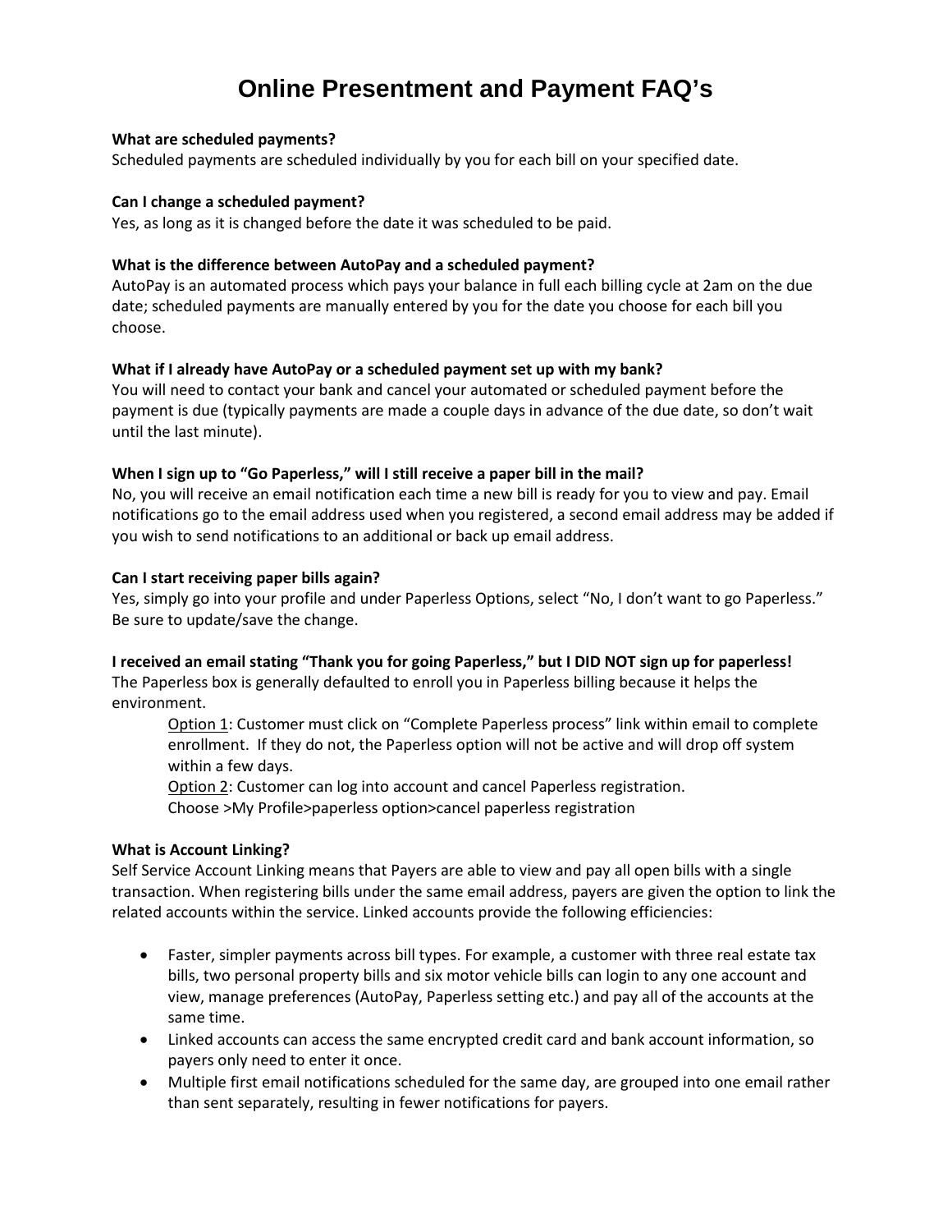# Online Presentment and Payment FAQ's

**What are scheduled payments?**
Scheduled payments are scheduled individually by you for each bill on your specified date.

**Can I change a scheduled payment?**
Yes, as long as it is changed before the date it was scheduled to be paid.

**What is the difference between AutoPay and a scheduled payment?**
AutoPay is an automated process which pays your balance in full each billing cycle at 2am on the due date; scheduled payments are manually entered by you for the date you choose for each bill you choose.

**What if I already have AutoPay or a scheduled payment set up with my bank?**
You will need to contact your bank and cancel your automated or scheduled payment before the payment is due (typically payments are made a couple days in advance of the due date, so don't wait until the last minute).

**When I sign up to "Go Paperless," will I still receive a paper bill in the mail?**
No, you will receive an email notification each time a new bill is ready for you to view and pay. Email notifications go to the email address used when you registered, a second email address may be added if you wish to send notifications to an additional or back up email address.

**Can I start receiving paper bills again?**
Yes, simply go into your profile and under Paperless Options, select "No, I don't want to go Paperless." Be sure to update/save the change.

**I received an email stating "Thank you for going Paperless," but I DID NOT sign up for paperless!**
The Paperless box is generally defaulted to enroll you in Paperless billing because it helps the environment.

> Option 1: Customer must click on "Complete Paperless process" link within email to complete enrollment. If they do not, the Paperless option will not be active and will drop off system within a few days.
>
> Option 2: Customer can log into account and cancel Paperless registration.
> Choose >My Profile>paperless option>cancel paperless registration

**What is Account Linking?**
Self Service Account Linking means that Payers are able to view and pay all open bills with a single transaction. When registering bills under the same email address, payers are given the option to link the related accounts within the service. Linked accounts provide the following efficiencies:

- Faster, simpler payments across bill types. For example, a customer with three real estate tax bills, two personal property bills and six motor vehicle bills can login to any one account and view, manage preferences (AutoPay, Paperless setting etc.) and pay all of the accounts at the same time.
- Linked accounts can access the same encrypted credit card and bank account information, so payers only need to enter it once.
- Multiple first email notifications scheduled for the same day, are grouped into one email rather than sent separately, resulting in fewer notifications for payers.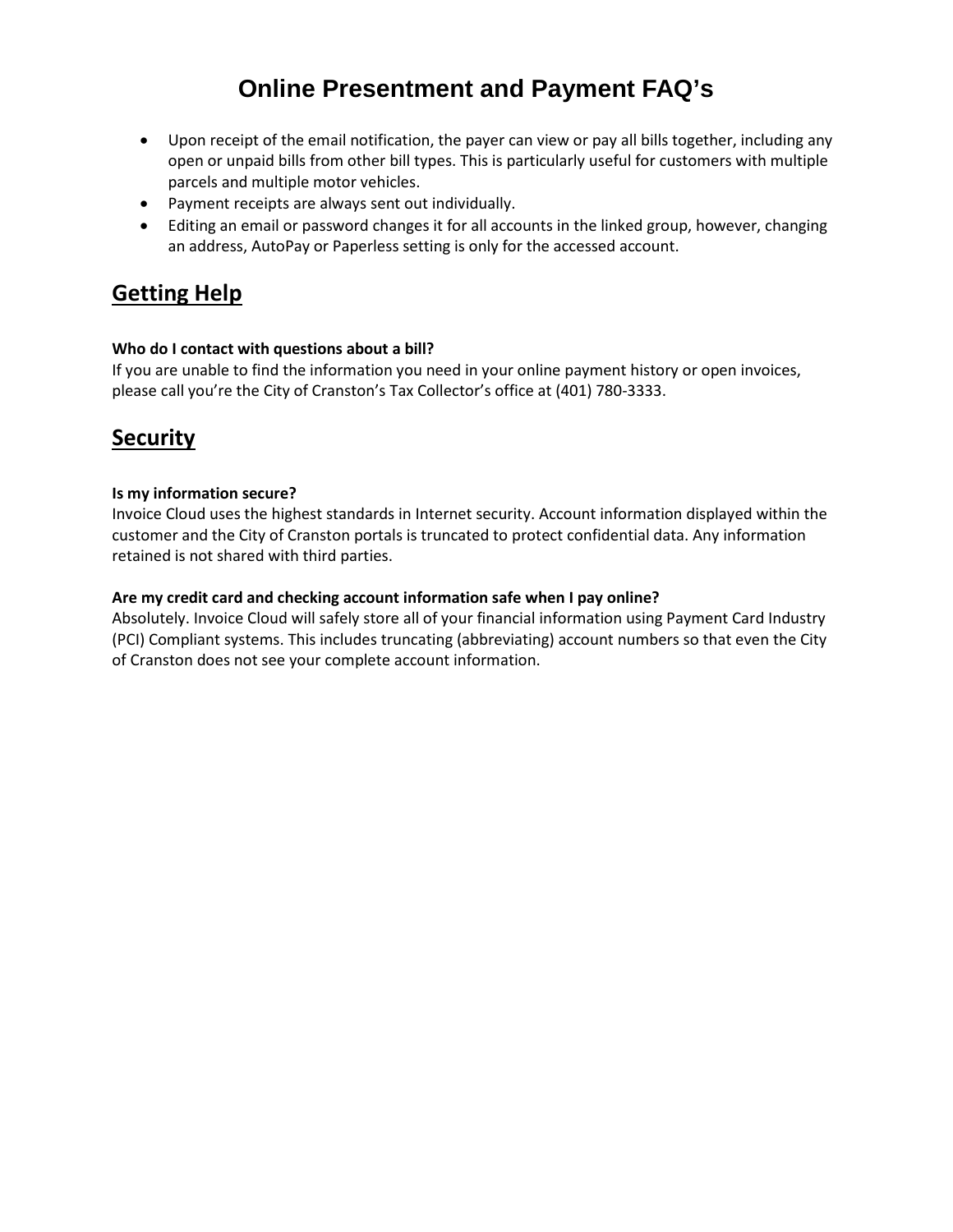# Online Presentment and Payment FAQ's

- Upon receipt of the email notification, the payer can view or pay all bills together, including any open or unpaid bills from other bill types. This is particularly useful for customers with multiple parcels and multiple motor vehicles.
- Payment receipts are always sent out individually.
- Editing an email or password changes it for all accounts in the linked group, however, changing an address, AutoPay or Paperless setting is only for the accessed account.

## Getting Help

**Who do I contact with questions about a bill?**

If you are unable to find the information you need in your online payment history or open invoices, please call you're the City of Cranston's Tax Collector's office at (401) 780-3333.

## Security

**Is my information secure?**

Invoice Cloud uses the highest standards in Internet security. Account information displayed within the customer and the City of Cranston portals is truncated to protect confidential data. Any information retained is not shared with third parties.

**Are my credit card and checking account information safe when I pay online?**

Absolutely. Invoice Cloud will safely store all of your financial information using Payment Card Industry (PCI) Compliant systems. This includes truncating (abbreviating) account numbers so that even the City of Cranston does not see your complete account information.